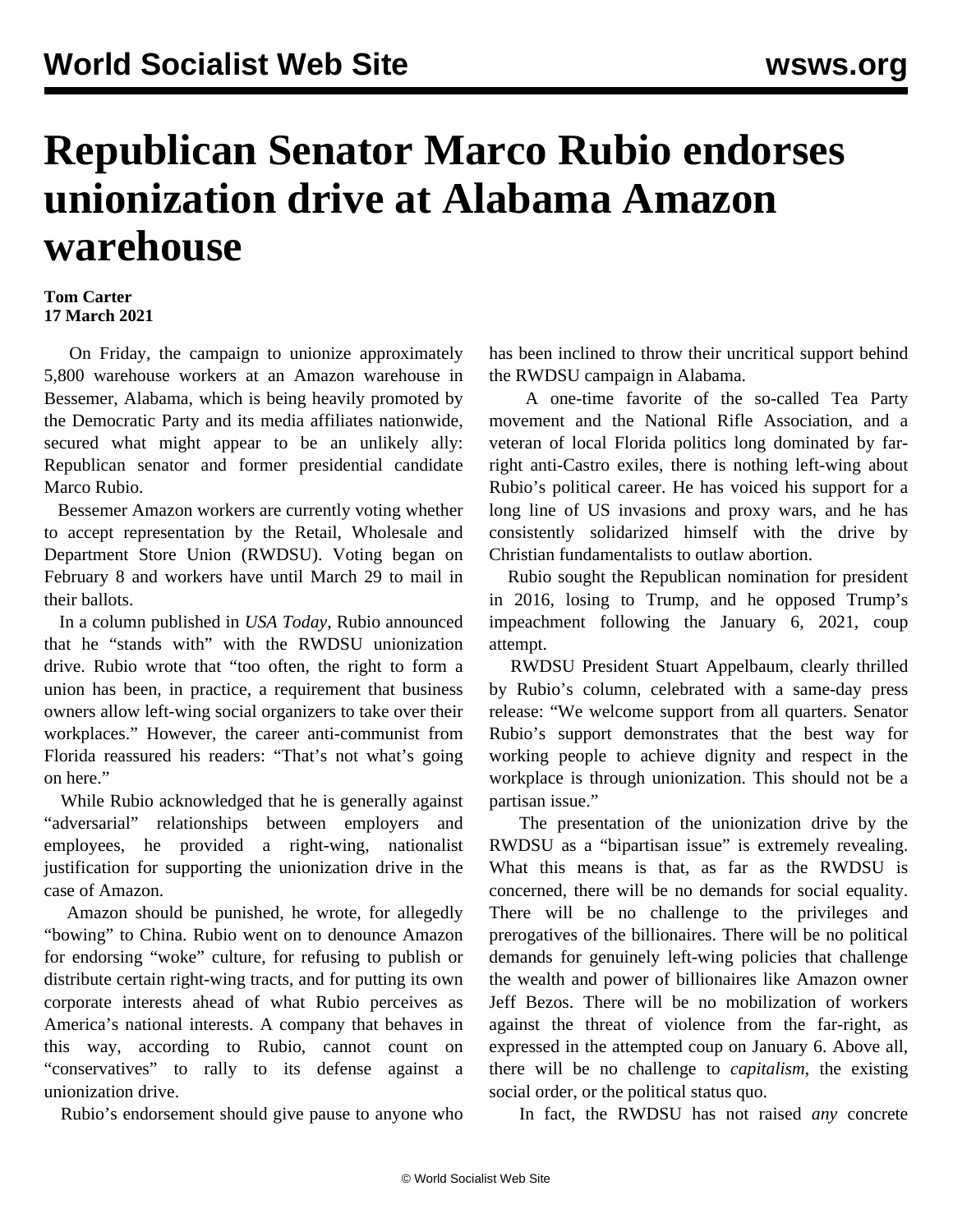# Republican Senator Marco Rubio endorses unionization drive at Alabama Amazon warehouse

**Tom Carter**
**17 March 2021**

On Friday, the campaign to unionize approximately 5,800 warehouse workers at an Amazon warehouse in Bessemer, Alabama, which is being heavily promoted by the Democratic Party and its media affiliates nationwide, secured what might appear to be an unlikely ally: Republican senator and former presidential candidate Marco Rubio.

Bessemer Amazon workers are currently voting whether to accept representation by the Retail, Wholesale and Department Store Union (RWDSU). Voting began on February 8 and workers have until March 29 to mail in their ballots.

In a column published in *USA Today*, Rubio announced that he "stands with" with the RWDSU unionization drive. Rubio wrote that "too often, the right to form a union has been, in practice, a requirement that business owners allow left-wing social organizers to take over their workplaces." However, the career anti-communist from Florida reassured his readers: "That's not what's going on here."

While Rubio acknowledged that he is generally against "adversarial" relationships between employers and employees, he provided a right-wing, nationalist justification for supporting the unionization drive in the case of Amazon.

Amazon should be punished, he wrote, for allegedly "bowing" to China. Rubio went on to denounce Amazon for endorsing "woke" culture, for refusing to publish or distribute certain right-wing tracts, and for putting its own corporate interests ahead of what Rubio perceives as America's national interests. A company that behaves in this way, according to Rubio, cannot count on "conservatives" to rally to its defense against a unionization drive.

Rubio's endorsement should give pause to anyone who has been inclined to throw their uncritical support behind the RWDSU campaign in Alabama.

A one-time favorite of the so-called Tea Party movement and the National Rifle Association, and a veteran of local Florida politics long dominated by far-right anti-Castro exiles, there is nothing left-wing about Rubio's political career. He has voiced his support for a long line of US invasions and proxy wars, and he has consistently solidarized himself with the drive by Christian fundamentalists to outlaw abortion.

Rubio sought the Republican nomination for president in 2016, losing to Trump, and he opposed Trump's impeachment following the January 6, 2021, coup attempt.

RWDSU President Stuart Appelbaum, clearly thrilled by Rubio's column, celebrated with a same-day press release: "We welcome support from all quarters. Senator Rubio's support demonstrates that the best way for working people to achieve dignity and respect in the workplace is through unionization. This should not be a partisan issue."

The presentation of the unionization drive by the RWDSU as a "bipartisan issue" is extremely revealing. What this means is that, as far as the RWDSU is concerned, there will be no demands for social equality. There will be no challenge to the privileges and prerogatives of the billionaires. There will be no political demands for genuinely left-wing policies that challenge the wealth and power of billionaires like Amazon owner Jeff Bezos. There will be no mobilization of workers against the threat of violence from the far-right, as expressed in the attempted coup on January 6. Above all, there will be no challenge to *capitalism*, the existing social order, or the political status quo.

In fact, the RWDSU has not raised *any* concrete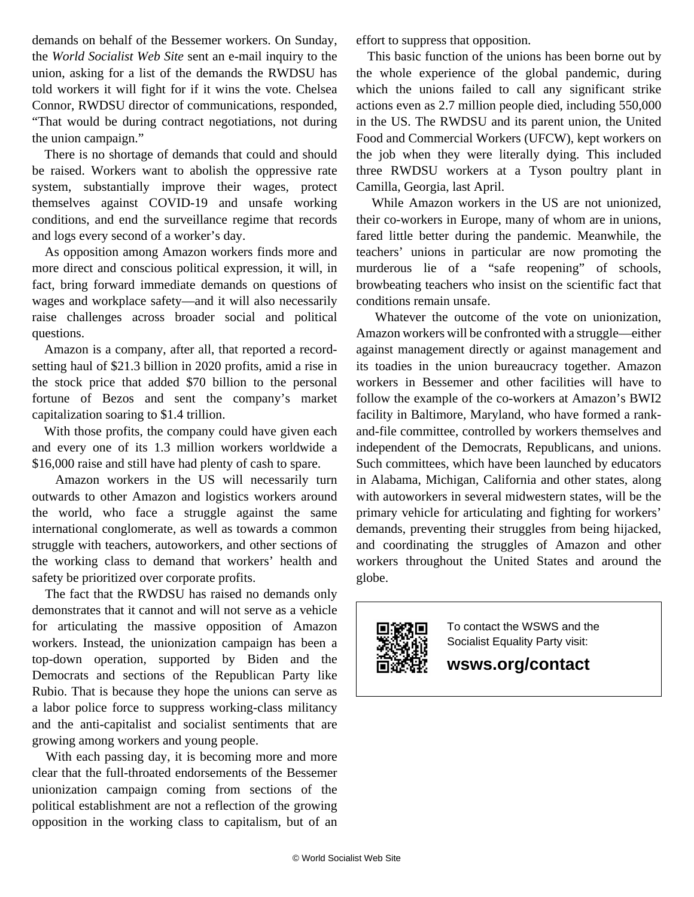demands on behalf of the Bessemer workers. On Sunday, the *World Socialist Web Site* sent an e-mail inquiry to the union, asking for a list of the demands the RWDSU has told workers it will fight for if it wins the vote. Chelsea Connor, RWDSU director of communications, responded, "That would be during contract negotiations, not during the union campaign."

There is no shortage of demands that could and should be raised. Workers want to abolish the oppressive rate system, substantially improve their wages, protect themselves against COVID-19 and unsafe working conditions, and end the surveillance regime that records and logs every second of a worker's day.

As opposition among Amazon workers finds more and more direct and conscious political expression, it will, in fact, bring forward immediate demands on questions of wages and workplace safety—and it will also necessarily raise challenges across broader social and political questions.

Amazon is a company, after all, that reported a record-setting haul of $21.3 billion in 2020 profits, amid a rise in the stock price that added $70 billion to the personal fortune of Bezos and sent the company's market capitalization soaring to $1.4 trillion.

With those profits, the company could have given each and every one of its 1.3 million workers worldwide a $16,000 raise and still have had plenty of cash to spare.

Amazon workers in the US will necessarily turn outwards to other Amazon and logistics workers around the world, who face a struggle against the same international conglomerate, as well as towards a common struggle with teachers, autoworkers, and other sections of the working class to demand that workers' health and safety be prioritized over corporate profits.

The fact that the RWDSU has raised no demands only demonstrates that it cannot and will not serve as a vehicle for articulating the massive opposition of Amazon workers. Instead, the unionization campaign has been a top-down operation, supported by Biden and the Democrats and sections of the Republican Party like Rubio. That is because they hope the unions can serve as a labor police force to suppress working-class militancy and the anti-capitalist and socialist sentiments that are growing among workers and young people.

With each passing day, it is becoming more and more clear that the full-throated endorsements of the Bessemer unionization campaign coming from sections of the political establishment are not a reflection of the growing opposition in the working class to capitalism, but of an effort to suppress that opposition.

This basic function of the unions has been borne out by the whole experience of the global pandemic, during which the unions failed to call any significant strike actions even as 2.7 million people died, including 550,000 in the US. The RWDSU and its parent union, the United Food and Commercial Workers (UFCW), kept workers on the job when they were literally dying. This included three RWDSU workers at a Tyson poultry plant in Camilla, Georgia, last April.

While Amazon workers in the US are not unionized, their co-workers in Europe, many of whom are in unions, fared little better during the pandemic. Meanwhile, the teachers' unions in particular are now promoting the murderous lie of a "safe reopening" of schools, browbeating teachers who insist on the scientific fact that conditions remain unsafe.

Whatever the outcome of the vote on unionization, Amazon workers will be confronted with a struggle—either against management directly or against management and its toadies in the union bureaucracy together. Amazon workers in Bessemer and other facilities will have to follow the example of the co-workers at Amazon's BWI2 facility in Baltimore, Maryland, who have formed a rank-and-file committee, controlled by workers themselves and independent of the Democrats, Republicans, and unions. Such committees, which have been launched by educators in Alabama, Michigan, California and other states, along with autoworkers in several midwestern states, will be the primary vehicle for articulating and fighting for workers' demands, preventing their struggles from being hijacked, and coordinating the struggles of Amazon and other workers throughout the United States and around the globe.

To contact the WSWS and the Socialist Equality Party visit:

**wsws.org/contact**